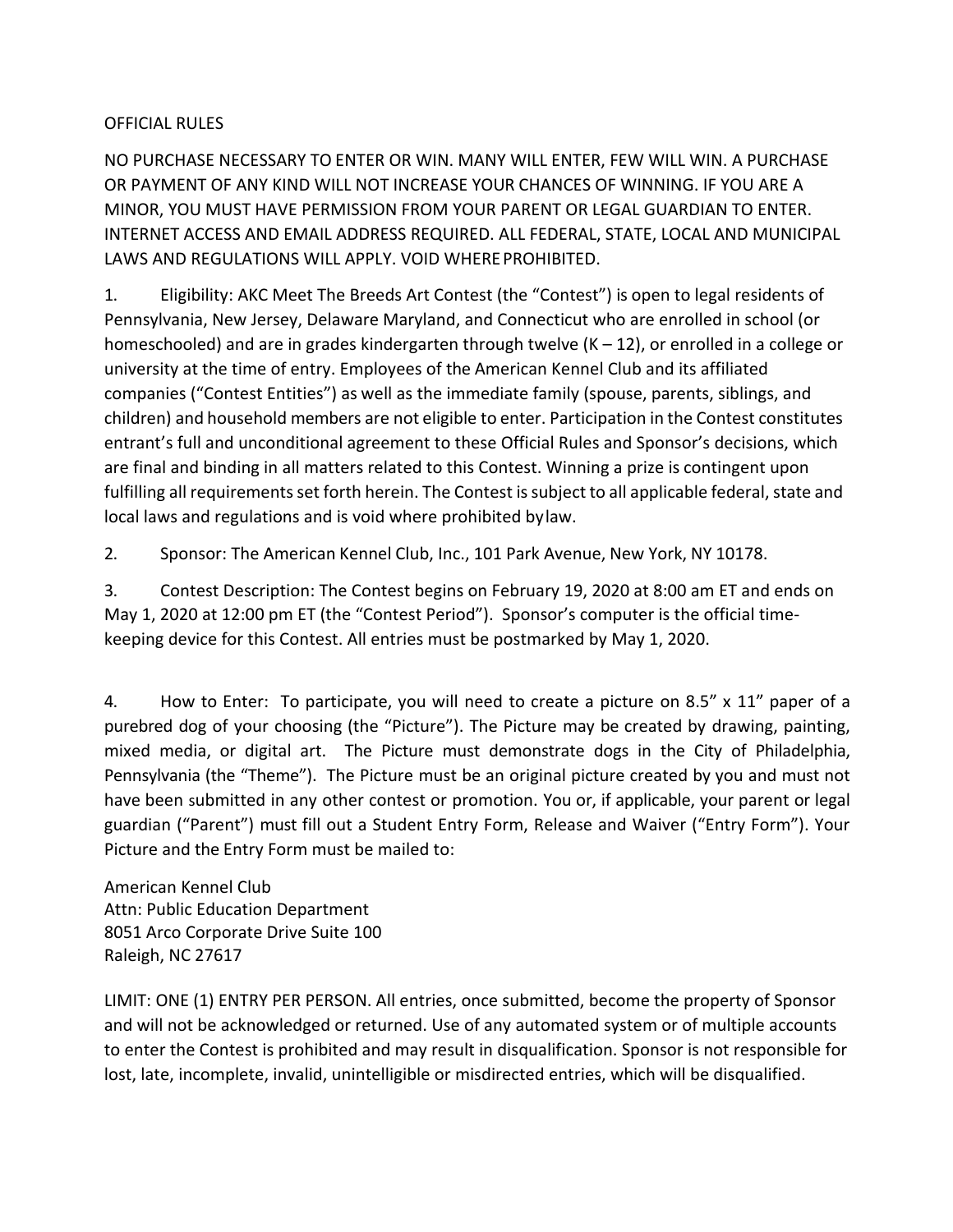# OFFICIAL RULES

NO PURCHASE NECESSARY TO ENTER OR WIN. MANY WILL ENTER, FEW WILL WIN. A PURCHASE OR PAYMENT OF ANY KIND WILL NOT INCREASE YOUR CHANCES OF WINNING. IF YOU ARE A MINOR, YOU MUST HAVE PERMISSION FROM YOUR PARENT OR LEGAL GUARDIAN TO ENTER. INTERNET ACCESS AND EMAIL ADDRESS REQUIRED. ALL FEDERAL, STATE, LOCAL AND MUNICIPAL LAWS AND REGULATIONS WILL APPLY. VOID WHERE PROHIBITED.

1. Eligibility: AKC Meet The Breeds Art Contest (the "Contest") is open to legal residents of Pennsylvania, New Jersey, Delaware Maryland, and Connecticut who are enrolled in school (or homeschooled) and are in grades kindergarten through twelve (K – 12), or enrolled in a college or university at the time of entry. Employees of the American Kennel Club and its affiliated companies ("Contest Entities") as well as the immediate family (spouse, parents, siblings, and children) and household members are not eligible to enter. Participation in the Contest constitutes entrant's full and unconditional agreement to these Official Rules and Sponsor's decisions, which are final and binding in all matters related to this Contest. Winning a prize is contingent upon fulfilling all requirements set forth herein. The Contest is subject to all applicable federal, state and local laws and regulations and is void where prohibited by law.

2. Sponsor: The American Kennel Club, Inc., 101 Park Avenue, New York, NY 10178.

3. Contest Description: The Contest begins on February 19, 2020 at 8:00 am ET and ends on May 1, 2020 at 12:00 pm ET (the "Contest Period"). Sponsor's computer is the official time-keeping device for this Contest. All entries must be postmarked by May 1, 2020.

4. How to Enter: To participate, you will need to create a picture on 8.5" x 11" paper of a purebred dog of your choosing (the "Picture"). The Picture may be created by drawing, painting, mixed media, or digital art. The Picture must demonstrate dogs in the City of Philadelphia, Pennsylvania (the "Theme"). The Picture must be an original picture created by you and must not have been submitted in any other contest or promotion. You or, if applicable, your parent or legal guardian ("Parent") must fill out a Student Entry Form, Release and Waiver ("Entry Form"). Your Picture and the Entry Form must be mailed to:

American Kennel Club  
Attn: Public Education Department  
8051 Arco Corporate Drive Suite 100  
Raleigh, NC 27617

LIMIT: ONE (1) ENTRY PER PERSON. All entries, once submitted, become the property of Sponsor and will not be acknowledged or returned. Use of any automated system or of multiple accounts to enter the Contest is prohibited and may result in disqualification. Sponsor is not responsible for lost, late, incomplete, invalid, unintelligible or misdirected entries, which will be disqualified.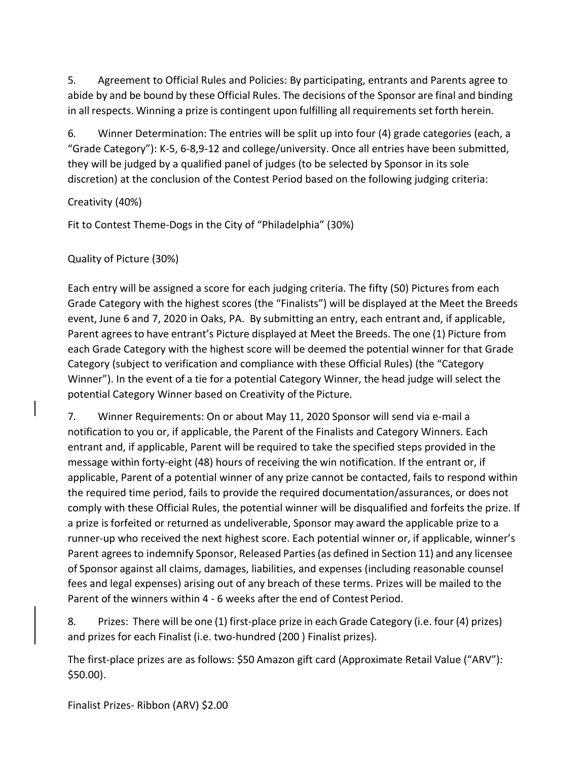5. Agreement to Official Rules and Policies: By participating, entrants and Parents agree to abide by and be bound by these Official Rules. The decisions of the Sponsor are final and binding in all respects. Winning a prize is contingent upon fulfilling all requirements set forth herein.

6. Winner Determination: The entries will be split up into four (4) grade categories (each, a "Grade Category"): K-5, 6-8,9-12 and college/university. Once all entries have been submitted, they will be judged by a qualified panel of judges (to be selected by Sponsor in its sole discretion) at the conclusion of the Contest Period based on the following judging criteria:

Creativity (40%)

Fit to Contest Theme-Dogs in the City of "Philadelphia" (30%)

Quality of Picture (30%)

Each entry will be assigned a score for each judging criteria. The fifty (50) Pictures from each Grade Category with the highest scores (the "Finalists") will be displayed at the Meet the Breeds event, June 6 and 7, 2020 in Oaks, PA. By submitting an entry, each entrant and, if applicable, Parent agrees to have entrant's Picture displayed at Meet the Breeds. The one (1) Picture from each Grade Category with the highest score will be deemed the potential winner for that Grade Category (subject to verification and compliance with these Official Rules) (the "Category Winner"). In the event of a tie for a potential Category Winner, the head judge will select the potential Category Winner based on Creativity of the Picture.

7. Winner Requirements: On or about May 11, 2020 Sponsor will send via e-mail a notification to you or, if applicable, the Parent of the Finalists and Category Winners. Each entrant and, if applicable, Parent will be required to take the specified steps provided in the message within forty-eight (48) hours of receiving the win notification. If the entrant or, if applicable, Parent of a potential winner of any prize cannot be contacted, fails to respond within the required time period, fails to provide the required documentation/assurances, or does not comply with these Official Rules, the potential winner will be disqualified and forfeits the prize. If a prize is forfeited or returned as undeliverable, Sponsor may award the applicable prize to a runner-up who received the next highest score. Each potential winner or, if applicable, winner's Parent agrees to indemnify Sponsor, Released Parties (as defined in Section 11) and any licensee of Sponsor against all claims, damages, liabilities, and expenses (including reasonable counsel fees and legal expenses) arising out of any breach of these terms. Prizes will be mailed to the Parent of the winners within 4 - 6 weeks after the end of Contest Period.

8. Prizes: There will be one (1) first-place prize in each Grade Category (i.e. four (4) prizes) and prizes for each Finalist (i.e. two-hundred (200 ) Finalist prizes).

The first-place prizes are as follows: $50 Amazon gift card (Approximate Retail Value ("ARV"): $50.00).

Finalist Prizes- Ribbon (ARV) $2.00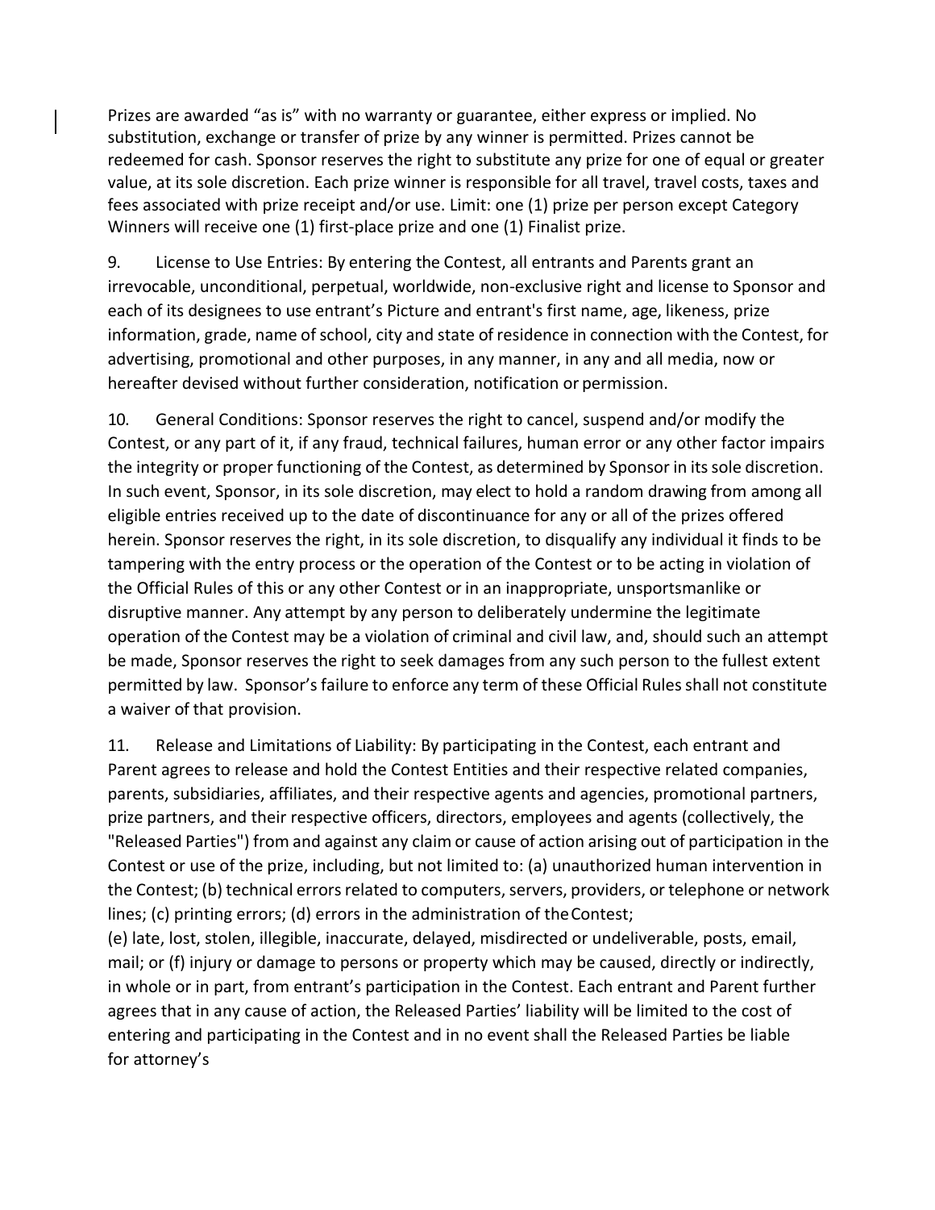Prizes are awarded "as is" with no warranty or guarantee, either express or implied. No substitution, exchange or transfer of prize by any winner is permitted. Prizes cannot be redeemed for cash. Sponsor reserves the right to substitute any prize for one of equal or greater value, at its sole discretion. Each prize winner is responsible for all travel, travel costs, taxes and fees associated with prize receipt and/or use. Limit: one (1) prize per person except Category Winners will receive one (1) first-place prize and one (1) Finalist prize.

9. License to Use Entries: By entering the Contest, all entrants and Parents grant an irrevocable, unconditional, perpetual, worldwide, non-exclusive right and license to Sponsor and each of its designees to use entrant's Picture and entrant's first name, age, likeness, prize information, grade, name of school, city and state of residence in connection with the Contest, for advertising, promotional and other purposes, in any manner, in any and all media, now or hereafter devised without further consideration, notification or permission.

10. General Conditions: Sponsor reserves the right to cancel, suspend and/or modify the Contest, or any part of it, if any fraud, technical failures, human error or any other factor impairs the integrity or proper functioning of the Contest, as determined by Sponsor in its sole discretion. In such event, Sponsor, in its sole discretion, may elect to hold a random drawing from among all eligible entries received up to the date of discontinuance for any or all of the prizes offered herein. Sponsor reserves the right, in its sole discretion, to disqualify any individual it finds to be tampering with the entry process or the operation of the Contest or to be acting in violation of the Official Rules of this or any other Contest or in an inappropriate, unsportsmanlike or disruptive manner. Any attempt by any person to deliberately undermine the legitimate operation of the Contest may be a violation of criminal and civil law, and, should such an attempt be made, Sponsor reserves the right to seek damages from any such person to the fullest extent permitted by law. Sponsor's failure to enforce any term of these Official Rules shall not constitute a waiver of that provision.

11. Release and Limitations of Liability: By participating in the Contest, each entrant and Parent agrees to release and hold the Contest Entities and their respective related companies, parents, subsidiaries, affiliates, and their respective agents and agencies, promotional partners, prize partners, and their respective officers, directors, employees and agents (collectively, the "Released Parties") from and against any claim or cause of action arising out of participation in the Contest or use of the prize, including, but not limited to: (a) unauthorized human intervention in the Contest; (b) technical errors related to computers, servers, providers, or telephone or network lines; (c) printing errors; (d) errors in the administration of the Contest;
(e) late, lost, stolen, illegible, inaccurate, delayed, misdirected or undeliverable, posts, email, mail; or (f) injury or damage to persons or property which may be caused, directly or indirectly, in whole or in part, from entrant's participation in the Contest. Each entrant and Parent further agrees that in any cause of action, the Released Parties' liability will be limited to the cost of entering and participating in the Contest and in no event shall the Released Parties be liable for attorney's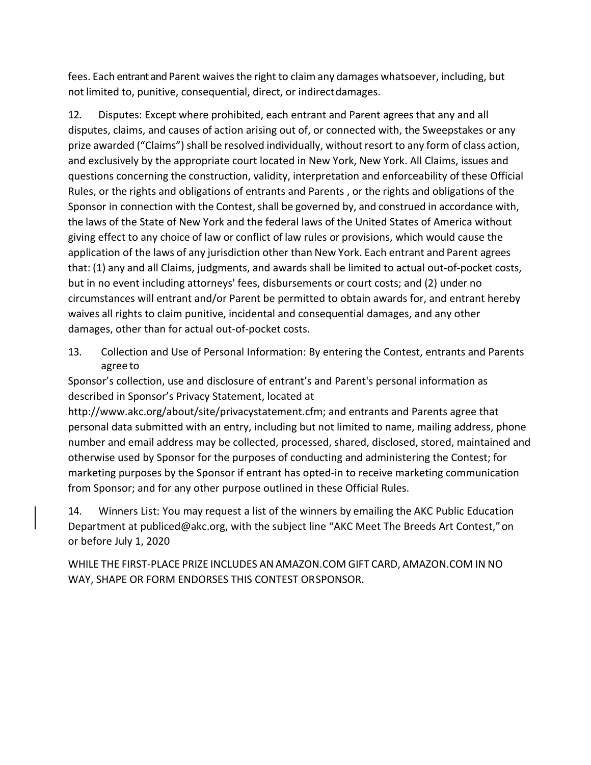fees. Each entrant and Parent waives the right to claim any damages whatsoever, including, but not limited to, punitive, consequential, direct, or indirect damages.

12. Disputes: Except where prohibited, each entrant and Parent agrees that any and all disputes, claims, and causes of action arising out of, or connected with, the Sweepstakes or any prize awarded ("Claims") shall be resolved individually, without resort to any form of class action, and exclusively by the appropriate court located in New York, New York. All Claims, issues and questions concerning the construction, validity, interpretation and enforceability of these Official Rules, or the rights and obligations of entrants and Parents , or the rights and obligations of the Sponsor in connection with the Contest, shall be governed by, and construed in accordance with, the laws of the State of New York and the federal laws of the United States of America without giving effect to any choice of law or conflict of law rules or provisions, which would cause the application of the laws of any jurisdiction other than New York. Each entrant and Parent agrees that: (1) any and all Claims, judgments, and awards shall be limited to actual out-of-pocket costs, but in no event including attorneys' fees, disbursements or court costs; and (2) under no circumstances will entrant and/or Parent be permitted to obtain awards for, and entrant hereby waives all rights to claim punitive, incidental and consequential damages, and any other damages, other than for actual out-of-pocket costs.

13. Collection and Use of Personal Information: By entering the Contest, entrants and Parents agree to

Sponsor's collection, use and disclosure of entrant's and Parent's personal information as described in Sponsor's Privacy Statement, located at http://www.akc.org/about/site/privacystatement.cfm; and entrants and Parents agree that personal data submitted with an entry, including but not limited to name, mailing address, phone number and email address may be collected, processed, shared, disclosed, stored, maintained and otherwise used by Sponsor for the purposes of conducting and administering the Contest; for marketing purposes by the Sponsor if entrant has opted-in to receive marketing communication from Sponsor; and for any other purpose outlined in these Official Rules.

14. Winners List: You may request a list of the winners by emailing the AKC Public Education Department at publiced@akc.org, with the subject line "AKC Meet The Breeds Art Contest," on or before July 1, 2020

WHILE THE FIRST-PLACE PRIZE INCLUDES AN AMAZON.COM GIFT CARD, AMAZON.COM IN NO WAY, SHAPE OR FORM ENDORSES THIS CONTEST OR SPONSOR.